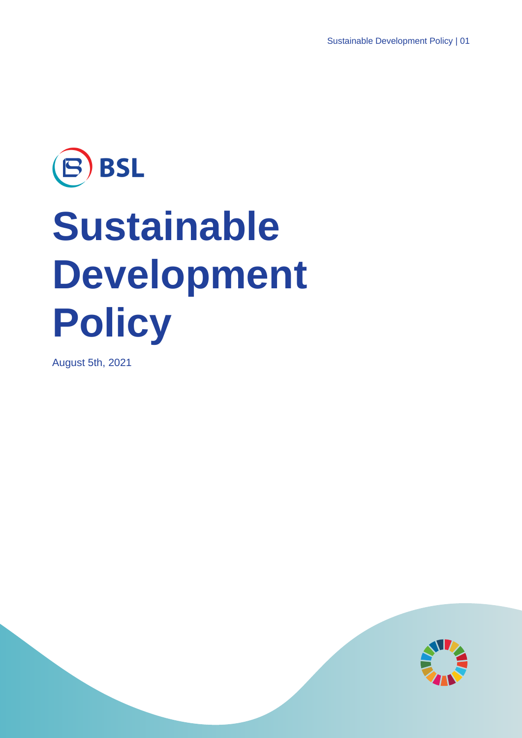BSL

# Sustainable Development Policy

August 5th, 2021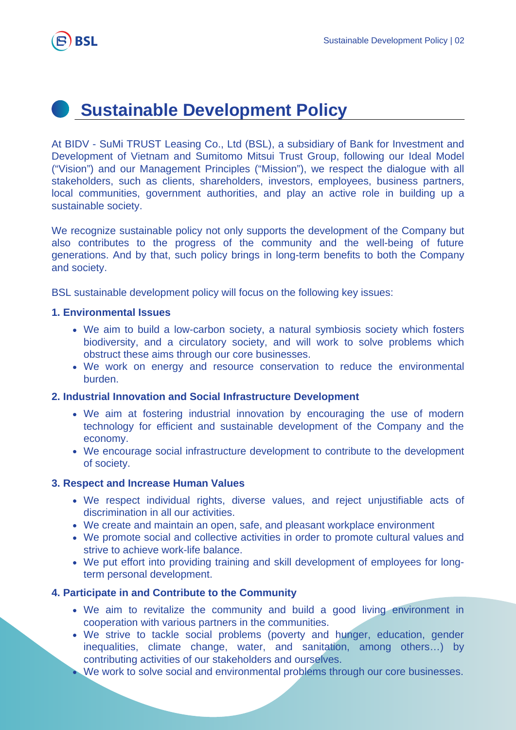# Sustainable Development Policy

At BIDV - SuMi TRUST Leasing Co., Ltd (BSL), a subsidiary of Bank for Investment and Development of Vietnam and Sumitomo Mitsui Trust Group, following our Ideal Model ("Vision") and our Management Principles ("Mission"), we respect the dialogue with all stakeholders, such as clients, shareholders, investors, employees, business partners, local communities, government authorities, and play an active role in building up a sustainable society.

We recognize sustainable policy not only supports the development of the Company but also contributes to the progress of the community and the well-being of future generations. And by that, such policy brings in long-term benefits to both the Company and society.

BSL sustainable development policy will focus on the following key issues:

**1. Environmental Issues**

- We aim to build a low-carbon society, a natural symbiosis society which fosters biodiversity, and a circulatory society, and will work to solve problems which obstruct these aims through our core businesses.
- We work on energy and resource conservation to reduce the environmental burden.

**2. Industrial Innovation and Social Infrastructure Development**

- We aim at fostering industrial innovation by encouraging the use of modern technology for efficient and sustainable development of the Company and the economy.
- We encourage social infrastructure development to contribute to the development of society.

**3. Respect and Increase Human Values**

- We respect individual rights, diverse values, and reject unjustifiable acts of discrimination in all our activities.
- We create and maintain an open, safe, and pleasant workplace environment
- We promote social and collective activities in order to promote cultural values and strive to achieve work-life balance.
- We put effort into providing training and skill development of employees for long-term personal development.

**4. Participate in and Contribute to the Community**

- We aim to revitalize the community and build a good living environment in cooperation with various partners in the communities.
- We strive to tackle social problems (poverty and hunger, education, gender inequalities, climate change, water, and sanitation, among others…) by contributing activities of our stakeholders and ourselves.
- We work to solve social and environmental problems through our core businesses.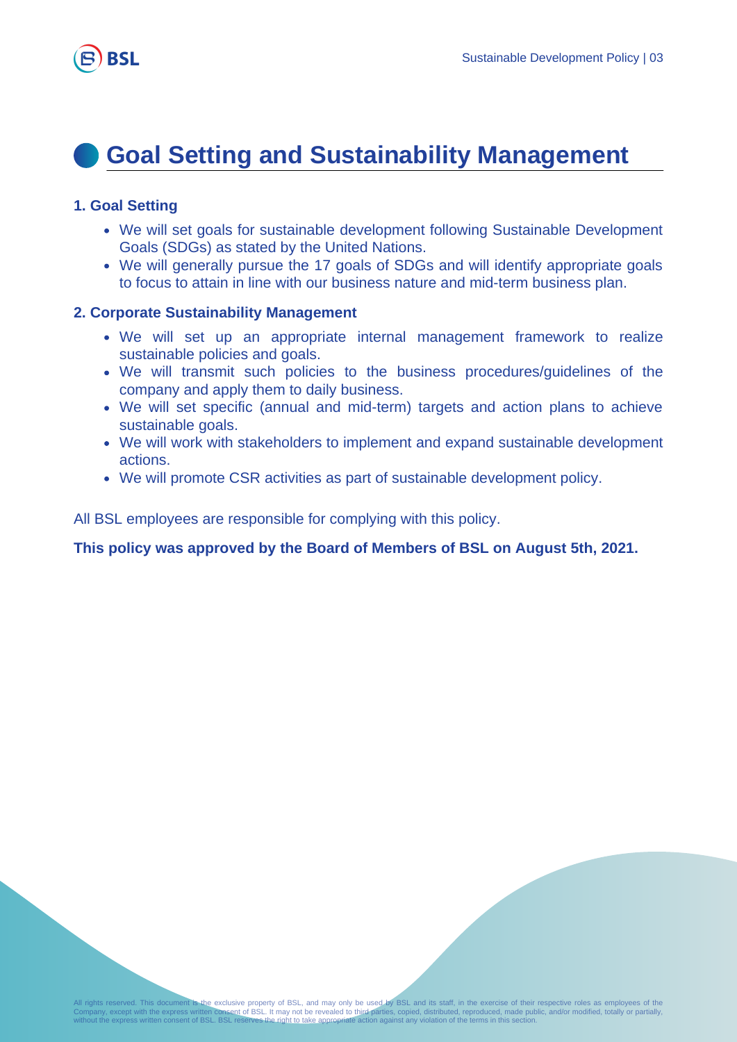# Goal Setting and Sustainability Management

### 1. Goal Setting

- We will set goals for sustainable development following Sustainable Development Goals (SDGs) as stated by the United Nations.
- We will generally pursue the 17 goals of SDGs and will identify appropriate goals to focus to attain in line with our business nature and mid-term business plan.

### 2. Corporate Sustainability Management

- We will set up an appropriate internal management framework to realize sustainable policies and goals.
- We will transmit such policies to the business procedures/guidelines of the company and apply them to daily business.
- We will set specific (annual and mid-term) targets and action plans to achieve sustainable goals.
- We will work with stakeholders to implement and expand sustainable development actions.
- We will promote CSR activities as part of sustainable development policy.

All BSL employees are responsible for complying with this policy.

**This policy was approved by the Board of Members of BSL on August 5th, 2021.**